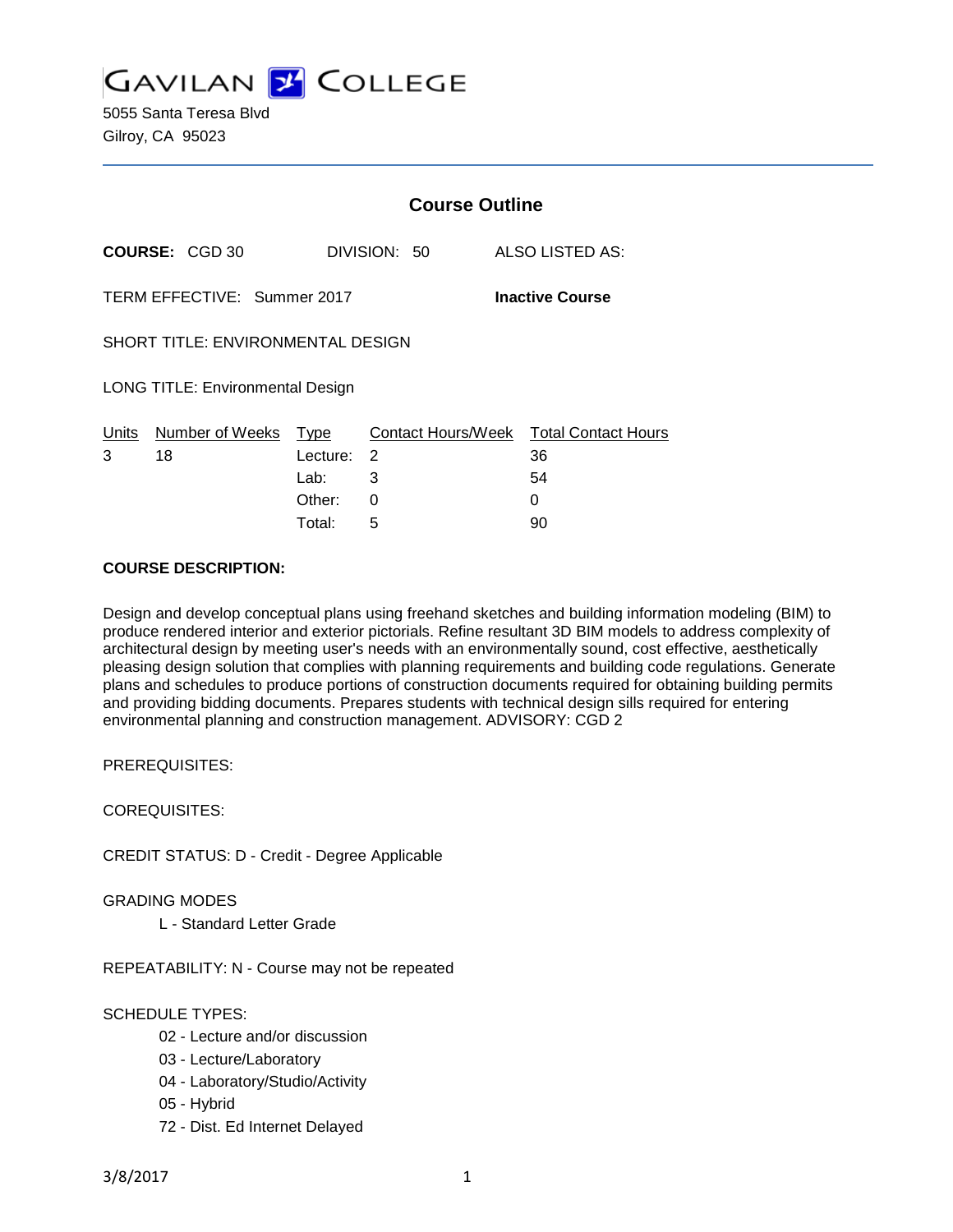# GAVILAN COLLEGE

5055 Santa Teresa Blvd
Gilroy, CA 95023

## Course Outline

**COURSE:** CGD 30 DIVISION: 50 ALSO LISTED AS:

TERM EFFECTIVE: Summer 2017 **Inactive Course**

SHORT TITLE: ENVIRONMENTAL DESIGN

LONG TITLE: Environmental Design

| Units | Number of Weeks | Type | Contact Hours/Week | Total Contact Hours |
|---|---|---|---|---|
| 3 | 18 | Lecture: | 2 | 36 |
| | | Lab: | 3 | 54 |
| | | Other: | 0 | 0 |
| | | Total: | 5 | 90 |

**COURSE DESCRIPTION:**

Design and develop conceptual plans using freehand sketches and building information modeling (BIM) to produce rendered interior and exterior pictorials. Refine resultant 3D BIM models to address complexity of architectural design by meeting user's needs with an environmentally sound, cost effective, aesthetically pleasing design solution that complies with planning requirements and building code regulations. Generate plans and schedules to produce portions of construction documents required for obtaining building permits and providing bidding documents. Prepares students with technical design sills required for entering environmental planning and construction management. ADVISORY: CGD 2

PREREQUISITES:

COREQUISITES:

CREDIT STATUS: D - Credit - Degree Applicable

GRADING MODES

- L - Standard Letter Grade

REPEATABILITY: N - Course may not be repeated

SCHEDULE TYPES:

- 02 - Lecture and/or discussion
- 03 - Lecture/Laboratory
- 04 - Laboratory/Studio/Activity
- 05 - Hybrid
- 72 - Dist. Ed Internet Delayed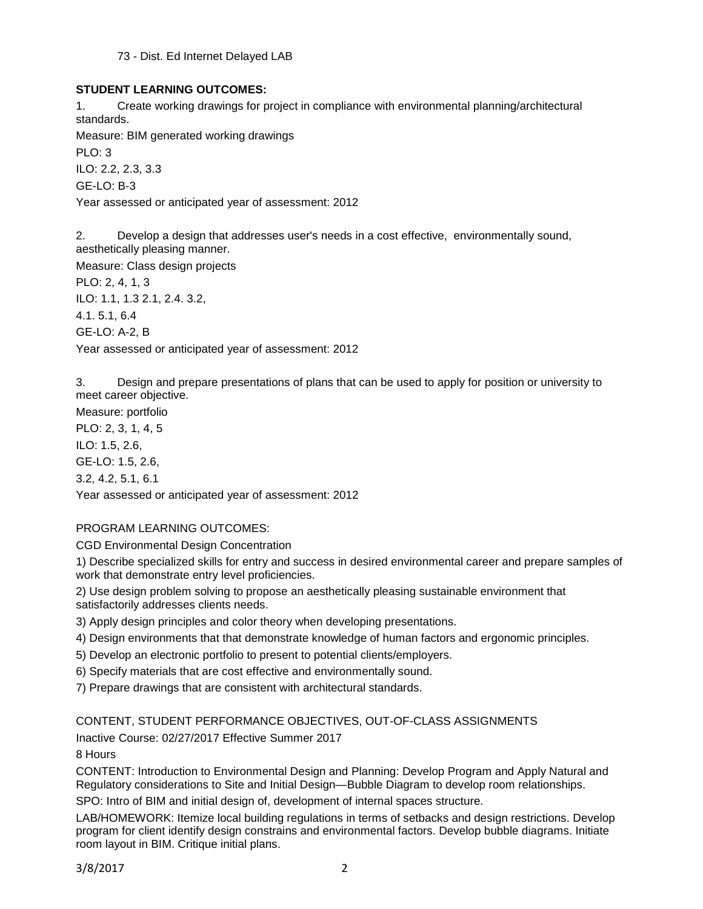73 - Dist. Ed Internet Delayed LAB

**STUDENT LEARNING OUTCOMES:**

1. Create working drawings for project in compliance with environmental planning/architectural standards.

Measure: BIM generated working drawings

PLO: 3

ILO: 2.2, 2.3, 3.3

GE-LO: B-3

Year assessed or anticipated year of assessment: 2012

2. Develop a design that addresses user's needs in a cost effective, environmentally sound, aesthetically pleasing manner.

Measure: Class design projects

PLO: 2, 4, 1, 3

ILO: 1.1, 1.3 2.1, 2.4. 3.2,

4.1. 5.1, 6.4

GE-LO: A-2, B

Year assessed or anticipated year of assessment: 2012

3. Design and prepare presentations of plans that can be used to apply for position or university to meet career objective.

Measure: portfolio

PLO: 2, 3, 1, 4, 5

ILO: 1.5, 2.6,

GE-LO: 1.5, 2.6,

3.2, 4.2, 5.1, 6.1

Year assessed or anticipated year of assessment: 2012

PROGRAM LEARNING OUTCOMES:

CGD Environmental Design Concentration

1) Describe specialized skills for entry and success in desired environmental career and prepare samples of work that demonstrate entry level proficiencies.

2) Use design problem solving to propose an aesthetically pleasing sustainable environment that satisfactorily addresses clients needs.

3) Apply design principles and color theory when developing presentations.

4) Design environments that that demonstrate knowledge of human factors and ergonomic principles.

5) Develop an electronic portfolio to present to potential clients/employers.

6) Specify materials that are cost effective and environmentally sound.

7) Prepare drawings that are consistent with architectural standards.

CONTENT, STUDENT PERFORMANCE OBJECTIVES, OUT-OF-CLASS ASSIGNMENTS

Inactive Course: 02/27/2017 Effective Summer 2017

8 Hours

CONTENT: Introduction to Environmental Design and Planning: Develop Program and Apply Natural and Regulatory considerations to Site and Initial Design—Bubble Diagram to develop room relationships.

SPO: Intro of BIM and initial design of, development of internal spaces structure.

LAB/HOMEWORK: Itemize local building regulations in terms of setbacks and design restrictions. Develop program for client identify design constrains and environmental factors. Develop bubble diagrams. Initiate room layout in BIM. Critique initial plans.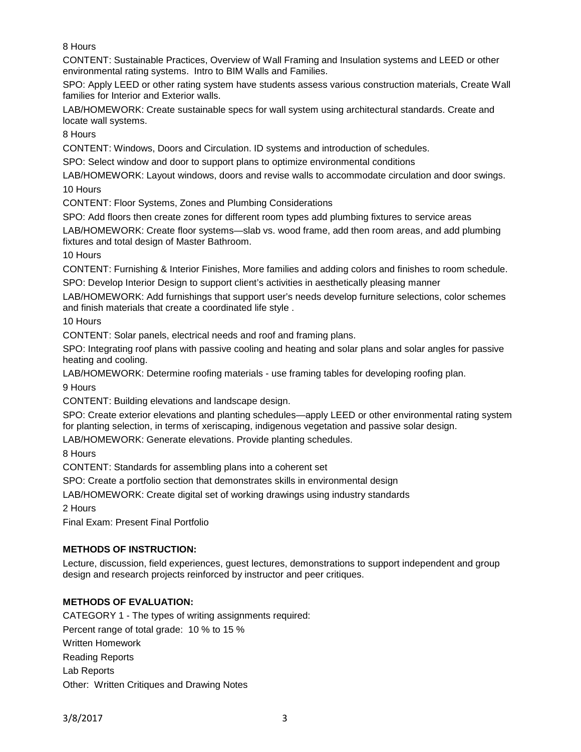8 Hours

CONTENT: Sustainable Practices, Overview of Wall Framing and Insulation systems and LEED or other environmental rating systems. Intro to BIM Walls and Families.

SPO: Apply LEED or other rating system have students assess various construction materials, Create Wall families for Interior and Exterior walls.

LAB/HOMEWORK: Create sustainable specs for wall system using architectural standards. Create and locate wall systems.

8 Hours

CONTENT: Windows, Doors and Circulation. ID systems and introduction of schedules.

SPO: Select window and door to support plans to optimize environmental conditions

LAB/HOMEWORK: Layout windows, doors and revise walls to accommodate circulation and door swings.

10 Hours

CONTENT: Floor Systems, Zones and Plumbing Considerations

SPO: Add floors then create zones for different room types add plumbing fixtures to service areas

LAB/HOMEWORK: Create floor systems—slab vs. wood frame, add then room areas, and add plumbing fixtures and total design of Master Bathroom.

10 Hours

CONTENT: Furnishing & Interior Finishes, More families and adding colors and finishes to room schedule.

SPO: Develop Interior Design to support client's activities in aesthetically pleasing manner

LAB/HOMEWORK: Add furnishings that support user's needs develop furniture selections, color schemes and finish materials that create a coordinated life style .

10 Hours

CONTENT: Solar panels, electrical needs and roof and framing plans.

SPO: Integrating roof plans with passive cooling and heating and solar plans and solar angles for passive heating and cooling.

LAB/HOMEWORK: Determine roofing materials - use framing tables for developing roofing plan.

9 Hours

CONTENT: Building elevations and landscape design.

SPO: Create exterior elevations and planting schedules—apply LEED or other environmental rating system for planting selection, in terms of xeriscaping, indigenous vegetation and passive solar design.

LAB/HOMEWORK: Generate elevations. Provide planting schedules.

8 Hours

CONTENT: Standards for assembling plans into a coherent set

SPO: Create a portfolio section that demonstrates skills in environmental design

LAB/HOMEWORK: Create digital set of working drawings using industry standards

2 Hours

Final Exam: Present Final Portfolio

**METHODS OF INSTRUCTION:**

Lecture, discussion, field experiences, guest lectures, demonstrations to support independent and group design and research projects reinforced by instructor and peer critiques.

**METHODS OF EVALUATION:**

CATEGORY 1 - The types of writing assignments required:

Percent range of total grade: 10 % to 15 %

Written Homework

Reading Reports

Lab Reports

Other: Written Critiques and Drawing Notes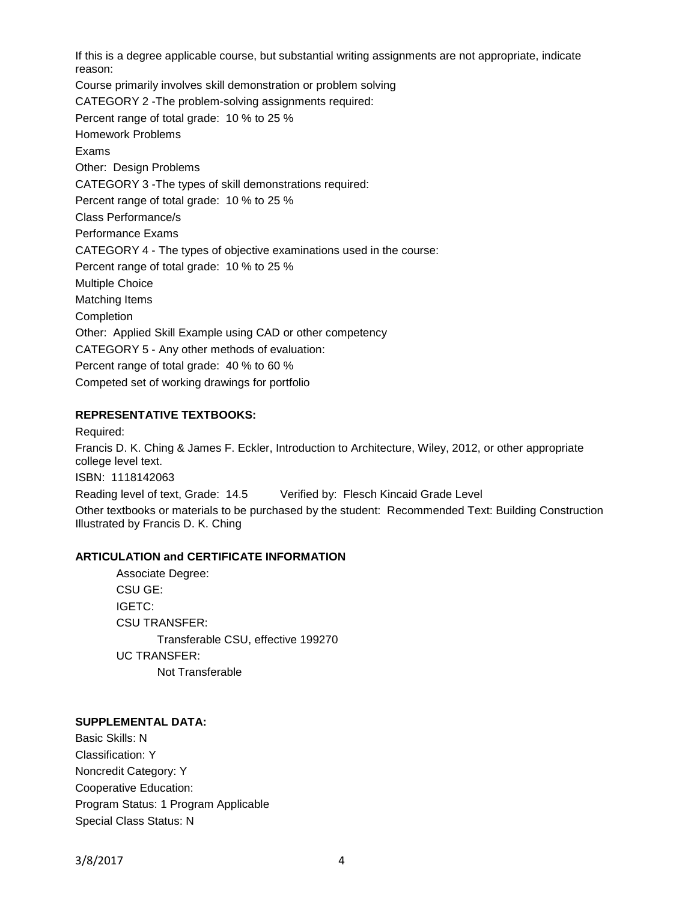If this is a degree applicable course, but substantial writing assignments are not appropriate, indicate reason:

Course primarily involves skill demonstration or problem solving

CATEGORY 2 -The problem-solving assignments required:

Percent range of total grade: 10 % to 25 %

Homework Problems

Exams

Other: Design Problems

CATEGORY 3 -The types of skill demonstrations required:

Percent range of total grade: 10 % to 25 %

Class Performance/s

Performance Exams

CATEGORY 4 - The types of objective examinations used in the course:

Percent range of total grade: 10 % to 25 %

Multiple Choice

Matching Items

Completion

Other: Applied Skill Example using CAD or other competency

CATEGORY 5 - Any other methods of evaluation:

Percent range of total grade: 40 % to 60 %

Competed set of working drawings for portfolio

**REPRESENTATIVE TEXTBOOKS:**

Required:

Francis D. K. Ching & James F. Eckler, Introduction to Architecture, Wiley, 2012, or other appropriate college level text.

ISBN: 1118142063

Reading level of text, Grade: 14.5 Verified by: Flesch Kincaid Grade Level

Other textbooks or materials to be purchased by the student: Recommended Text: Building Construction Illustrated by Francis D. K. Ching

**ARTICULATION and CERTIFICATE INFORMATION**

Associate Degree:

CSU GE:

IGETC:

CSU TRANSFER:

Transferable CSU, effective 199270

UC TRANSFER:

Not Transferable

**SUPPLEMENTAL DATA:**

Basic Skills: N

Classification: Y

Noncredit Category: Y

Cooperative Education:

Program Status: 1 Program Applicable

Special Class Status: N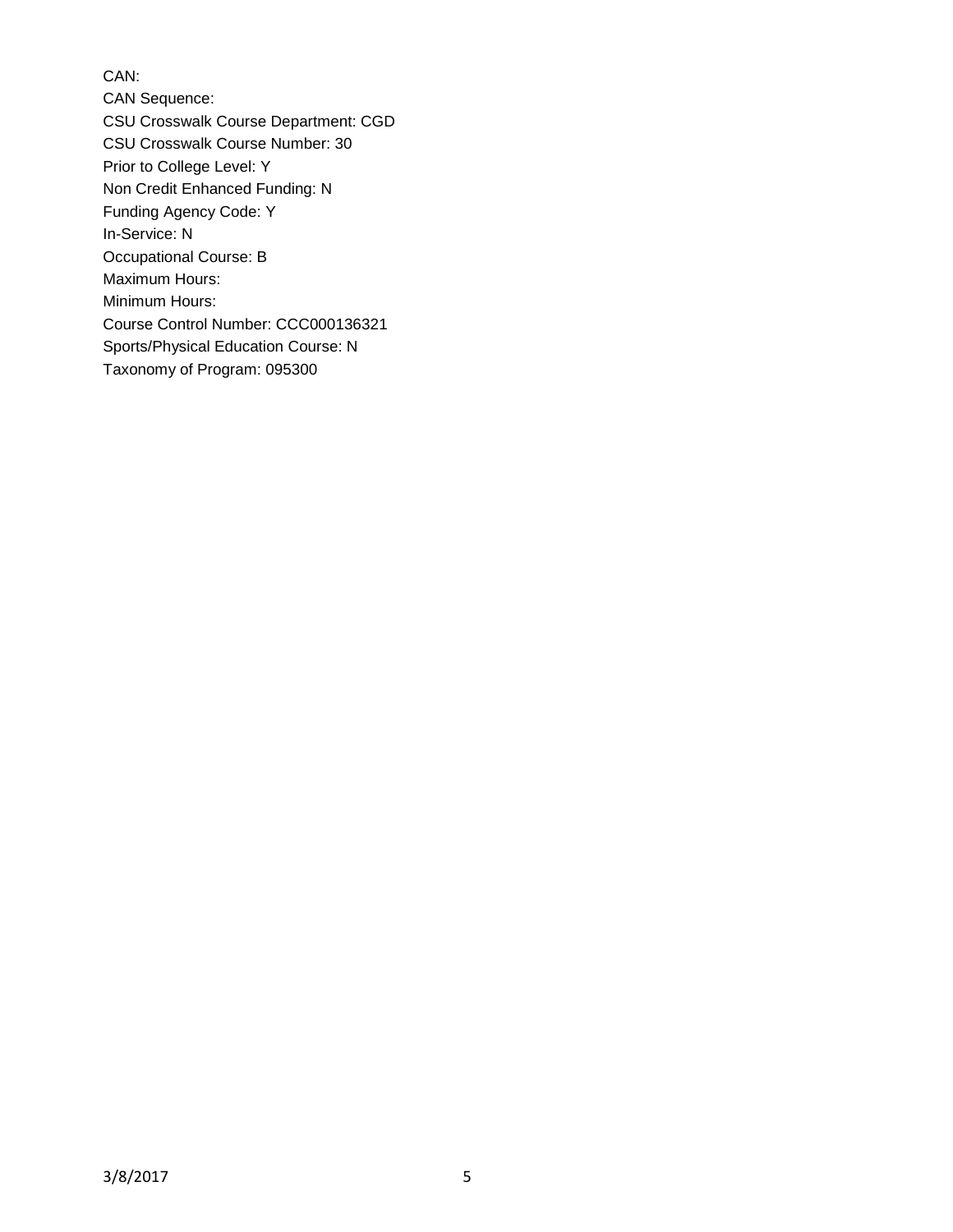CAN:

CAN Sequence:

CSU Crosswalk Course Department: CGD

CSU Crosswalk Course Number: 30

Prior to College Level: Y

Non Credit Enhanced Funding: N

Funding Agency Code: Y

In-Service: N

Occupational Course: B

Maximum Hours:

Minimum Hours:

Course Control Number: CCC000136321

Sports/Physical Education Course: N

Taxonomy of Program: 095300